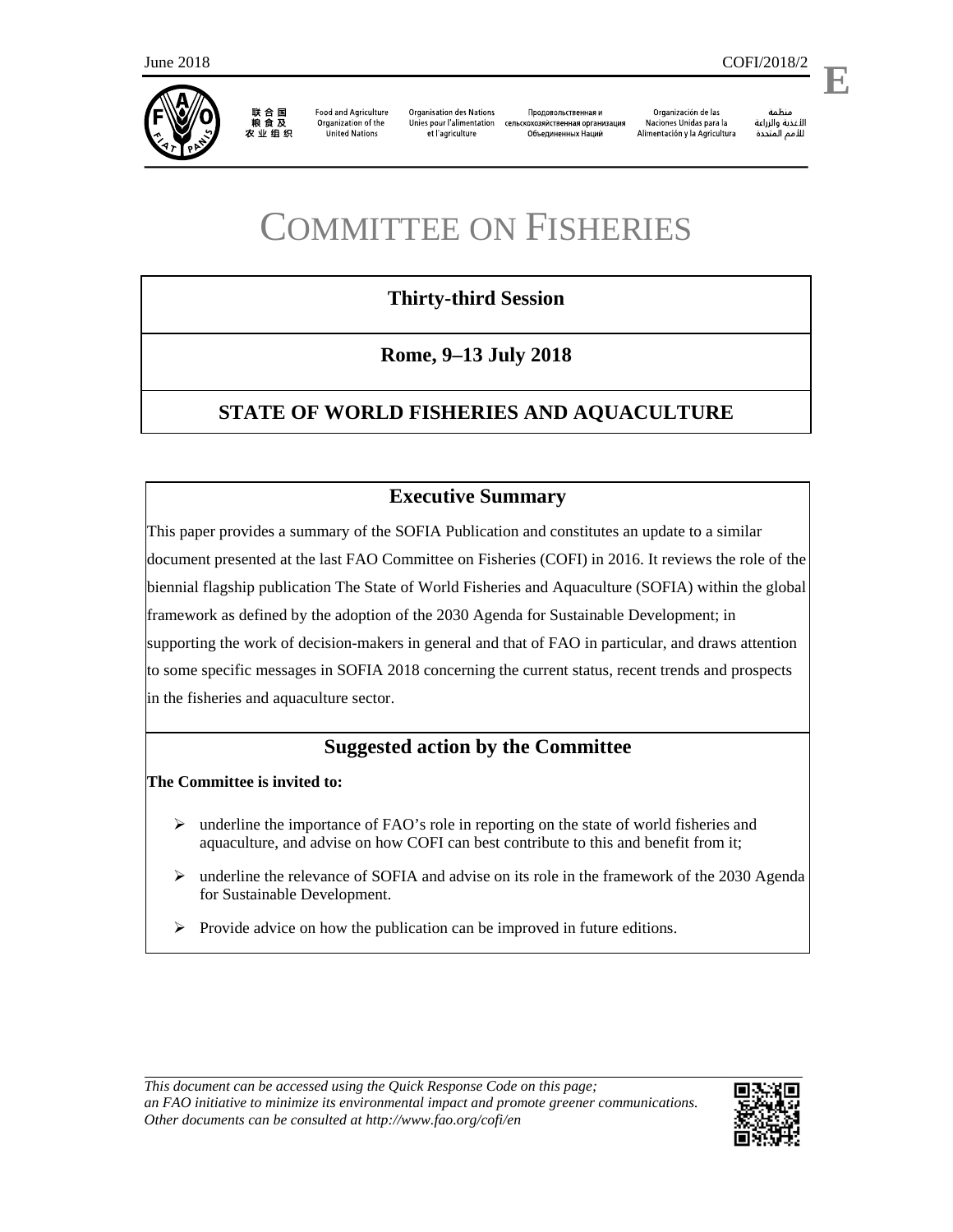June 2018 COFI/2018/2

**E**

联合国粮食及农业组织 | Food and Agriculture Organization of the United Nations | Organisation des Nations Unies pour l'alimentation et l'agriculture | Продовольственная и сельскохозяйственная организация Объединенных Наций | Organización de las Naciones Unidas para la Alimentación y la Agricultura | منظمة الأغذية والزراعة للأمم المتحدة

# COMMITTEE ON FISHERIES

## Thirty-third Session

## Rome, 9–13 July 2018

## STATE OF WORLD FISHERIES AND AQUACULTURE

### Executive Summary

This paper provides a summary of the SOFIA Publication and constitutes an update to a similar document presented at the last FAO Committee on Fisheries (COFI) in 2016. It reviews the role of the biennial flagship publication The State of World Fisheries and Aquaculture (SOFIA) within the global framework as defined by the adoption of the 2030 Agenda for Sustainable Development; in supporting the work of decision-makers in general and that of FAO in particular, and draws attention to some specific messages in SOFIA 2018 concerning the current status, recent trends and prospects in the fisheries and aquaculture sector.

### Suggested action by the Committee

**The Committee is invited to:**

- underline the importance of FAO's role in reporting on the state of world fisheries and aquaculture, and advise on how COFI can best contribute to this and benefit from it;
- underline the relevance of SOFIA and advise on its role in the framework of the 2030 Agenda for Sustainable Development.
- Provide advice on how the publication can be improved in future editions.

*This document can be accessed using the Quick Response Code on this page; an FAO initiative to minimize its environmental impact and promote greener communications. Other documents can be consulted at http://www.fao.org/cofi/en*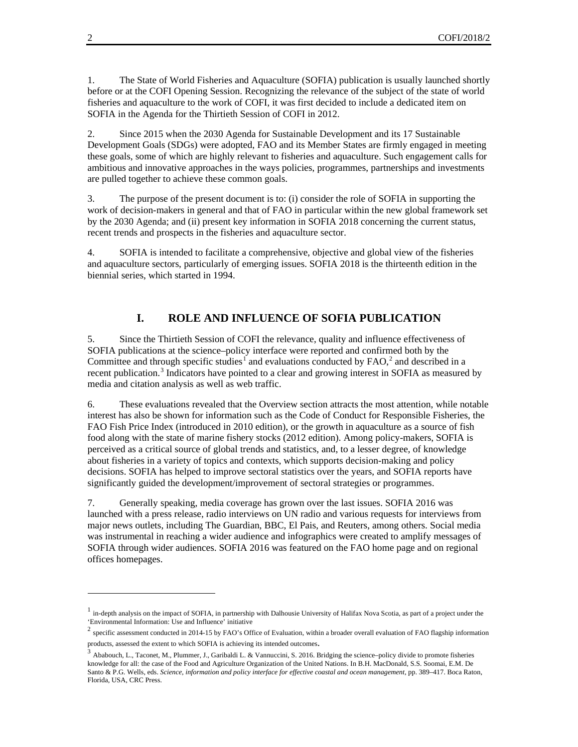1. The State of World Fisheries and Aquaculture (SOFIA) publication is usually launched shortly before or at the COFI Opening Session. Recognizing the relevance of the subject of the state of world fisheries and aquaculture to the work of COFI, it was first decided to include a dedicated item on SOFIA in the Agenda for the Thirtieth Session of COFI in 2012.

2. Since 2015 when the 2030 Agenda for Sustainable Development and its 17 Sustainable Development Goals (SDGs) were adopted, FAO and its Member States are firmly engaged in meeting these goals, some of which are highly relevant to fisheries and aquaculture. Such engagement calls for ambitious and innovative approaches in the ways policies, programmes, partnerships and investments are pulled together to achieve these common goals.

3. The purpose of the present document is to: (i) consider the role of SOFIA in supporting the work of decision-makers in general and that of FAO in particular within the new global framework set by the 2030 Agenda; and (ii) present key information in SOFIA 2018 concerning the current status, recent trends and prospects in the fisheries and aquaculture sector.

4. SOFIA is intended to facilitate a comprehensive, objective and global view of the fisheries and aquaculture sectors, particularly of emerging issues. SOFIA 2018 is the thirteenth edition in the biennial series, which started in 1994.

## I. ROLE AND INFLUENCE OF SOFIA PUBLICATION

5. Since the Thirtieth Session of COFI the relevance, quality and influence effectiveness of SOFIA publications at the science–policy interface were reported and confirmed both by the Committee and through specific studies[1] and evaluations conducted by FAO,[2] and described in a recent publication.[3] Indicators have pointed to a clear and growing interest in SOFIA as measured by media and citation analysis as well as web traffic.

6. These evaluations revealed that the Overview section attracts the most attention, while notable interest has also be shown for information such as the Code of Conduct for Responsible Fisheries, the FAO Fish Price Index (introduced in 2010 edition), or the growth in aquaculture as a source of fish food along with the state of marine fishery stocks (2012 edition). Among policy-makers, SOFIA is perceived as a critical source of global trends and statistics, and, to a lesser degree, of knowledge about fisheries in a variety of topics and contexts, which supports decision-making and policy decisions. SOFIA has helped to improve sectoral statistics over the years, and SOFIA reports have significantly guided the development/improvement of sectoral strategies or programmes.

7. Generally speaking, media coverage has grown over the last issues. SOFIA 2016 was launched with a press release, radio interviews on UN radio and various requests for interviews from major news outlets, including The Guardian, BBC, El Pais, and Reuters, among others. Social media was instrumental in reaching a wider audience and infographics were created to amplify messages of SOFIA through wider audiences. SOFIA 2016 was featured on the FAO home page and on regional offices homepages.

---

[1] in-depth analysis on the impact of SOFIA, in partnership with Dalhousie University of Halifax Nova Scotia, as part of a project under the 'Environmental Information: Use and Influence' initiative

[2] specific assessment conducted in 2014-15 by FAO's Office of Evaluation, within a broader overall evaluation of FAO flagship information products, assessed the extent to which SOFIA is achieving its intended outcomes.

[3] Ababouch, L., Taconet, M., Plummer, J., Garibaldi L. & Vannuccini, S. 2016. Bridging the science–policy divide to promote fisheries knowledge for all: the case of the Food and Agriculture Organization of the United Nations. In B.H. MacDonald, S.S. Soomai, E.M. De Santo & P.G. Wells, eds. *Science, information and policy interface for effective coastal and ocean management*, pp. 389–417. Boca Raton, Florida, USA, CRC Press.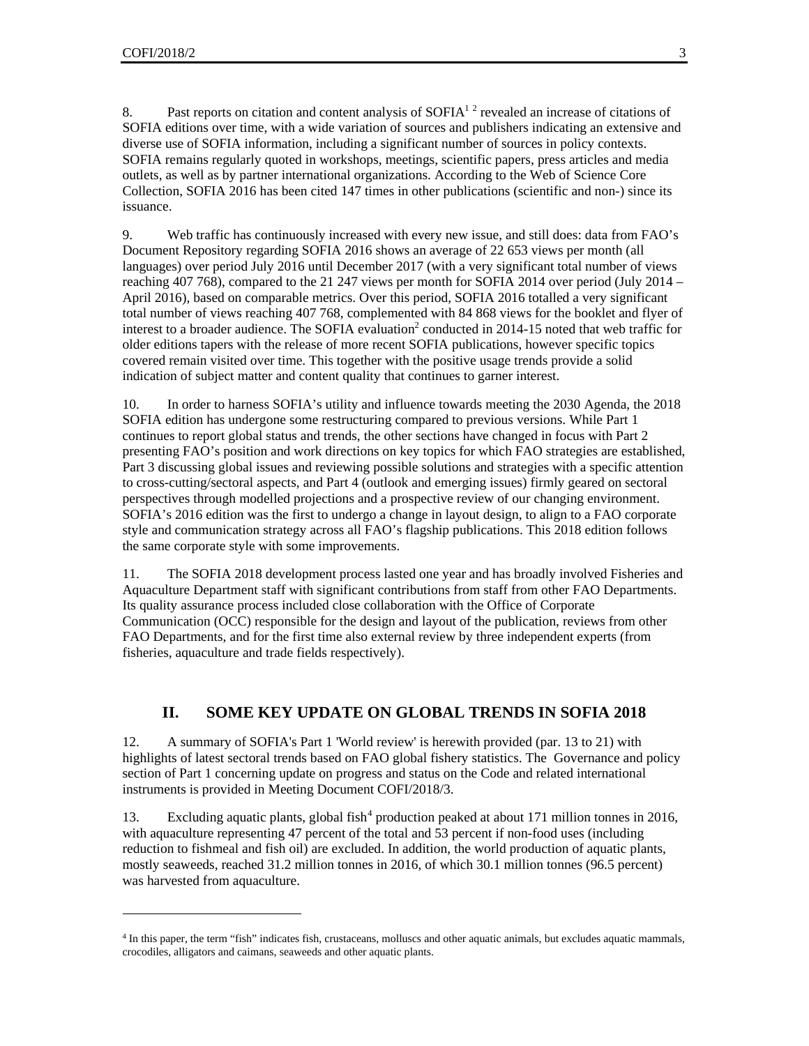8. Past reports on citation and content analysis of SOFIA[1 2] revealed an increase of citations of SOFIA editions over time, with a wide variation of sources and publishers indicating an extensive and diverse use of SOFIA information, including a significant number of sources in policy contexts. SOFIA remains regularly quoted in workshops, meetings, scientific papers, press articles and media outlets, as well as by partner international organizations. According to the Web of Science Core Collection, SOFIA 2016 has been cited 147 times in other publications (scientific and non-) since its issuance.

9. Web traffic has continuously increased with every new issue, and still does: data from FAO's Document Repository regarding SOFIA 2016 shows an average of 22 653 views per month (all languages) over period July 2016 until December 2017 (with a very significant total number of views reaching 407 768), compared to the 21 247 views per month for SOFIA 2014 over period (July 2014 – April 2016), based on comparable metrics. Over this period, SOFIA 2016 totalled a very significant total number of views reaching 407 768, complemented with 84 868 views for the booklet and flyer of interest to a broader audience. The SOFIA evaluation[2] conducted in 2014-15 noted that web traffic for older editions tapers with the release of more recent SOFIA publications, however specific topics covered remain visited over time. This together with the positive usage trends provide a solid indication of subject matter and content quality that continues to garner interest.

10. In order to harness SOFIA's utility and influence towards meeting the 2030 Agenda, the 2018 SOFIA edition has undergone some restructuring compared to previous versions. While Part 1 continues to report global status and trends, the other sections have changed in focus with Part 2 presenting FAO's position and work directions on key topics for which FAO strategies are established, Part 3 discussing global issues and reviewing possible solutions and strategies with a specific attention to cross-cutting/sectoral aspects, and Part 4 (outlook and emerging issues) firmly geared on sectoral perspectives through modelled projections and a prospective review of our changing environment. SOFIA's 2016 edition was the first to undergo a change in layout design, to align to a FAO corporate style and communication strategy across all FAO's flagship publications. This 2018 edition follows the same corporate style with some improvements.

11. The SOFIA 2018 development process lasted one year and has broadly involved Fisheries and Aquaculture Department staff with significant contributions from staff from other FAO Departments. Its quality assurance process included close collaboration with the Office of Corporate Communication (OCC) responsible for the design and layout of the publication, reviews from other FAO Departments, and for the first time also external review by three independent experts (from fisheries, aquaculture and trade fields respectively).

## II. SOME KEY UPDATE ON GLOBAL TRENDS IN SOFIA 2018

12. A summary of SOFIA's Part 1 'World review' is herewith provided (par. 13 to 21) with highlights of latest sectoral trends based on FAO global fishery statistics. The Governance and policy section of Part 1 concerning update on progress and status on the Code and related international instruments is provided in Meeting Document COFI/2018/3.

13. Excluding aquatic plants, global fish[4] production peaked at about 171 million tonnes in 2016, with aquaculture representing 47 percent of the total and 53 percent if non-food uses (including reduction to fishmeal and fish oil) are excluded. In addition, the world production of aquatic plants, mostly seaweeds, reached 31.2 million tonnes in 2016, of which 30.1 million tonnes (96.5 percent) was harvested from aquaculture.

---

[4] In this paper, the term "fish" indicates fish, crustaceans, molluscs and other aquatic animals, but excludes aquatic mammals, crocodiles, alligators and caimans, seaweeds and other aquatic plants.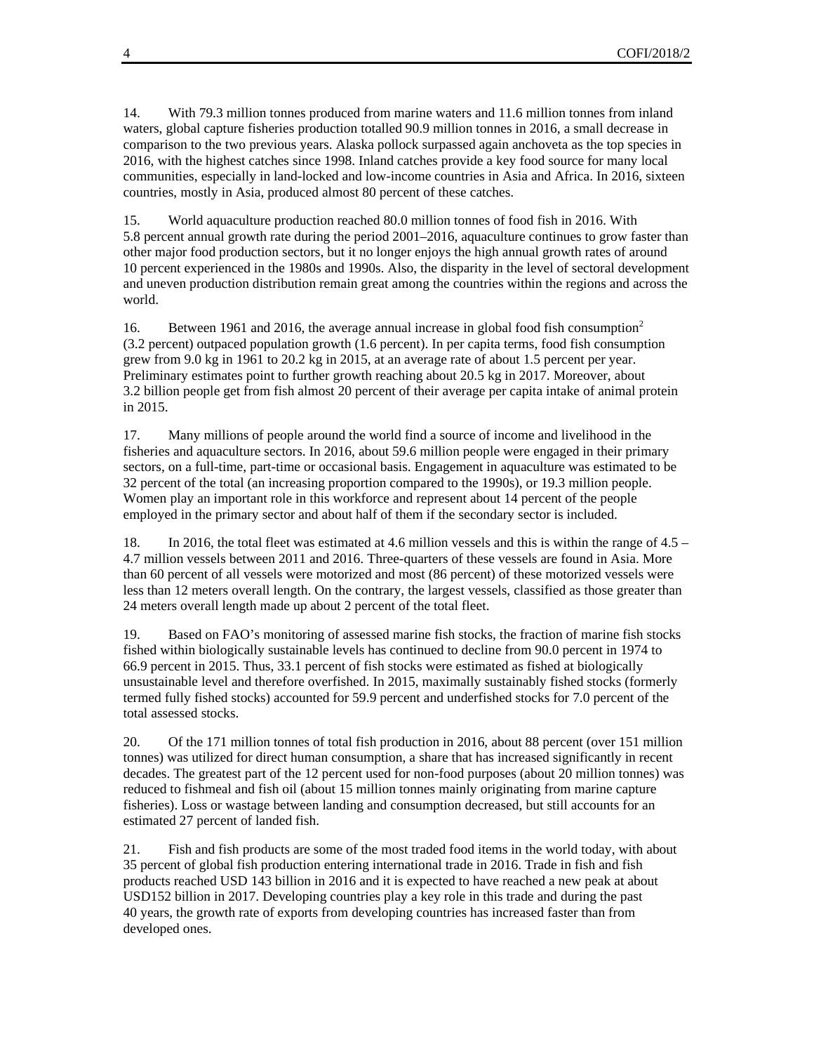14. With 79.3 million tonnes produced from marine waters and 11.6 million tonnes from inland waters, global capture fisheries production totalled 90.9 million tonnes in 2016, a small decrease in comparison to the two previous years. Alaska pollock surpassed again anchoveta as the top species in 2016, with the highest catches since 1998. Inland catches provide a key food source for many local communities, especially in land-locked and low-income countries in Asia and Africa. In 2016, sixteen countries, mostly in Asia, produced almost 80 percent of these catches.

15. World aquaculture production reached 80.0 million tonnes of food fish in 2016. With 5.8 percent annual growth rate during the period 2001–2016, aquaculture continues to grow faster than other major food production sectors, but it no longer enjoys the high annual growth rates of around 10 percent experienced in the 1980s and 1990s. Also, the disparity in the level of sectoral development and uneven production distribution remain great among the countries within the regions and across the world.

16. Between 1961 and 2016, the average annual increase in global food fish consumption[2] (3.2 percent) outpaced population growth (1.6 percent). In per capita terms, food fish consumption grew from 9.0 kg in 1961 to 20.2 kg in 2015, at an average rate of about 1.5 percent per year. Preliminary estimates point to further growth reaching about 20.5 kg in 2017. Moreover, about 3.2 billion people get from fish almost 20 percent of their average per capita intake of animal protein in 2015.

17. Many millions of people around the world find a source of income and livelihood in the fisheries and aquaculture sectors. In 2016, about 59.6 million people were engaged in their primary sectors, on a full-time, part-time or occasional basis. Engagement in aquaculture was estimated to be 32 percent of the total (an increasing proportion compared to the 1990s), or 19.3 million people. Women play an important role in this workforce and represent about 14 percent of the people employed in the primary sector and about half of them if the secondary sector is included.

18. In 2016, the total fleet was estimated at 4.6 million vessels and this is within the range of 4.5 – 4.7 million vessels between 2011 and 2016. Three-quarters of these vessels are found in Asia. More than 60 percent of all vessels were motorized and most (86 percent) of these motorized vessels were less than 12 meters overall length. On the contrary, the largest vessels, classified as those greater than 24 meters overall length made up about 2 percent of the total fleet.

19. Based on FAO's monitoring of assessed marine fish stocks, the fraction of marine fish stocks fished within biologically sustainable levels has continued to decline from 90.0 percent in 1974 to 66.9 percent in 2015. Thus, 33.1 percent of fish stocks were estimated as fished at biologically unsustainable level and therefore overfished. In 2015, maximally sustainably fished stocks (formerly termed fully fished stocks) accounted for 59.9 percent and underfished stocks for 7.0 percent of the total assessed stocks.

20. Of the 171 million tonnes of total fish production in 2016, about 88 percent (over 151 million tonnes) was utilized for direct human consumption, a share that has increased significantly in recent decades. The greatest part of the 12 percent used for non-food purposes (about 20 million tonnes) was reduced to fishmeal and fish oil (about 15 million tonnes mainly originating from marine capture fisheries). Loss or wastage between landing and consumption decreased, but still accounts for an estimated 27 percent of landed fish.

21. Fish and fish products are some of the most traded food items in the world today, with about 35 percent of global fish production entering international trade in 2016. Trade in fish and fish products reached USD 143 billion in 2016 and it is expected to have reached a new peak at about USD152 billion in 2017. Developing countries play a key role in this trade and during the past 40 years, the growth rate of exports from developing countries has increased faster than from developed ones.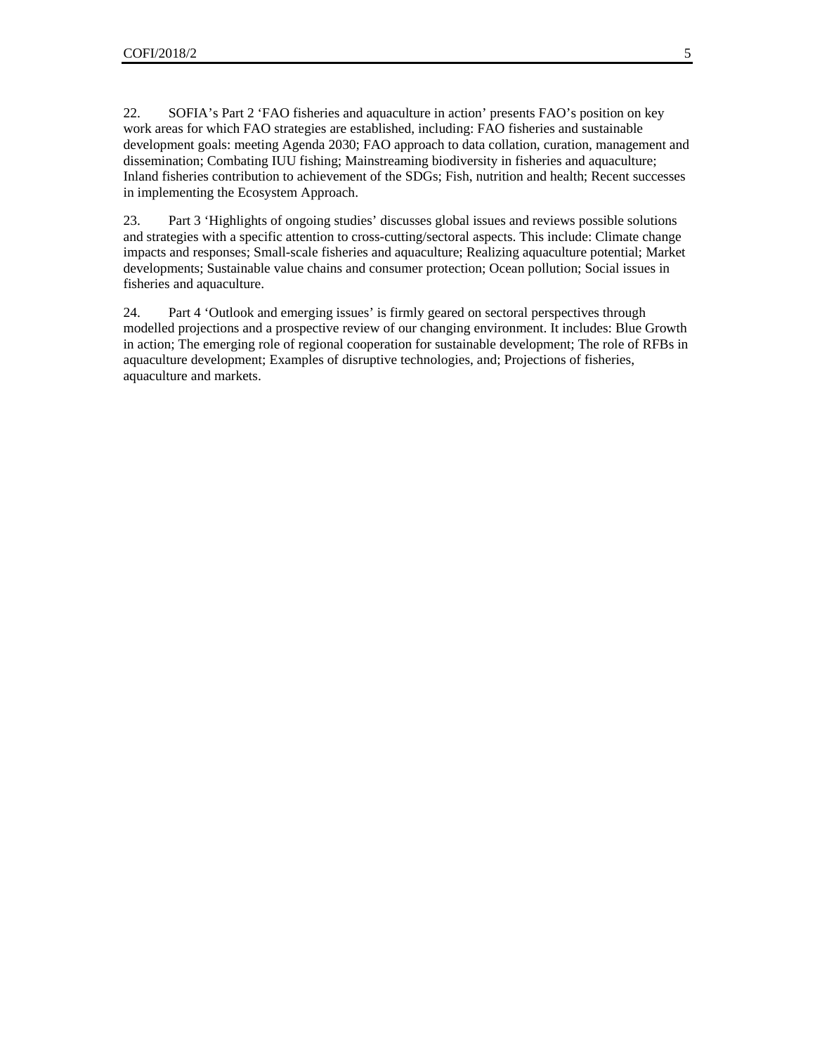22. SOFIA's Part 2 'FAO fisheries and aquaculture in action' presents FAO's position on key work areas for which FAO strategies are established, including: FAO fisheries and sustainable development goals: meeting Agenda 2030; FAO approach to data collation, curation, management and dissemination; Combating IUU fishing; Mainstreaming biodiversity in fisheries and aquaculture; Inland fisheries contribution to achievement of the SDGs; Fish, nutrition and health; Recent successes in implementing the Ecosystem Approach.

23. Part 3 'Highlights of ongoing studies' discusses global issues and reviews possible solutions and strategies with a specific attention to cross-cutting/sectoral aspects. This include: Climate change impacts and responses; Small-scale fisheries and aquaculture; Realizing aquaculture potential; Market developments; Sustainable value chains and consumer protection; Ocean pollution; Social issues in fisheries and aquaculture.

24. Part 4 'Outlook and emerging issues' is firmly geared on sectoral perspectives through modelled projections and a prospective review of our changing environment. It includes: Blue Growth in action; The emerging role of regional cooperation for sustainable development; The role of RFBs in aquaculture development; Examples of disruptive technologies, and; Projections of fisheries, aquaculture and markets.